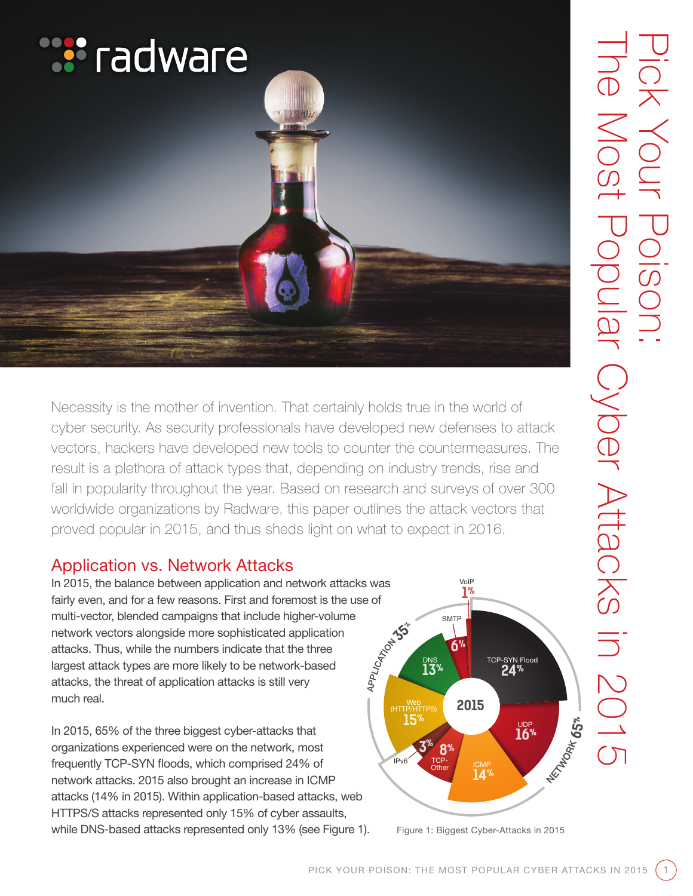# Pick Your Poison: The Most Popular Cyber Attacks in 2015

Necessity is the mother of invention. That certainly holds true in the world of cyber security. As security professionals have developed new defenses to attack vectors, hackers have developed new tools to counter the countermeasures. The result is a plethora of attack types that, depending on industry trends, rise and fall in popularity throughout the year. Based on research and surveys of over 300 worldwide organizations by Radware, this paper outlines the attack vectors that proved popular in 2015, and thus sheds light on what to expect in 2016.

## Application vs. Network Attacks

In 2015, the balance between application and network attacks was fairly even, and for a few reasons. First and foremost is the use of multi-vector, blended campaigns that include higher-volume network vectors alongside more sophisticated application attacks. Thus, while the numbers indicate that the three largest attack types are more likely to be network-based attacks, the threat of application attacks is still very much real.

In 2015, 65% of the three biggest cyber-attacks that organizations experienced were on the network, most frequently TCP-SYN floods, which comprised 24% of network attacks. 2015 also brought an increase in ICMP attacks (14% in 2015). Within application-based attacks, web HTTPS/S attacks represented only 15% of cyber assaults, while DNS-based attacks represented only 13% (see Figure 1).

| Category | Attack type | Share |
| --- | --- | --- |
| Application 35% | VoIP | 1% |
| | SMTP | 6% |
| | DNS | 13% |
| | Web (HTTP/HTTPS) | 15% |
| Network 65% | IPv6 | 3% |
| | TCP-Other | 8% |
| | ICMP | 14% |
| | UDP | 16% |
| | TCP-SYN Flood | 24% |

Figure 1: Biggest Cyber-Attacks in 2015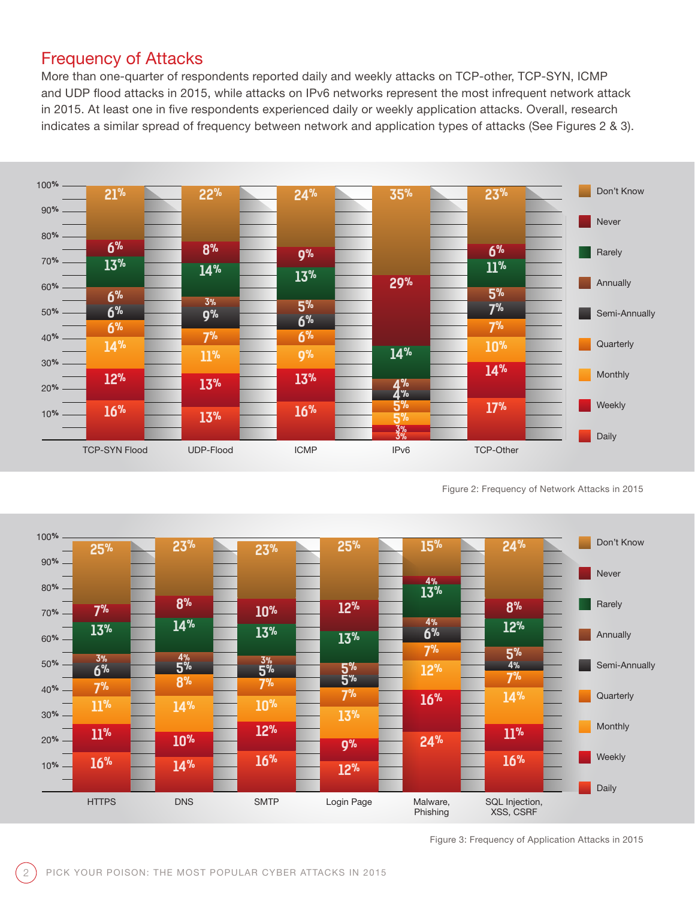## Frequency of Attacks

More than one-quarter of respondents reported daily and weekly attacks on TCP-other, TCP-SYN, ICMP and UDP flood attacks in 2015, while attacks on IPv6 networks represent the most infrequent network attack in 2015. At least one in five respondents experienced daily or weekly application attacks. Overall, research indicates a similar spread of frequency between network and application types of attacks (See Figures 2 & 3).

| | TCP-SYN Flood | UDP-Flood | ICMP | IPv6 | TCP-Other |
|---|---|---|---|---|---|
| Don't Know | 21% | 22% | 24% | 35% | 23% |
| Never | 6% | 8% | 9% | 29% | 6% |
| Rarely | 13% | 14% | 13% | 14% | 11% |
| Annually | 6% | 3% | 5% | 4% | 5% |
| Semi-Annually | 6% | 9% | 6% | 4% | 7% |
| Quarterly | 6% | 7% | 6% | 5% | 7% |
| Monthly | 14% | 11% | 9% | 5% | 10% |
| Weekly | 12% | 13% | 13% | 3% | 14% |
| Daily | 16% | 13% | 16% | 3% | 17% |

Figure 2: Frequency of Network Attacks in 2015

| | HTTPS | DNS | SMTP | Login Page | Malware, Phishing | SQL Injection, XSS, CSRF |
|---|---|---|---|---|---|---|
| Don't Know | 25% | 23% | 23% | 25% | 15% | 24% |
| Never | 7% | 8% | 10% | 12% | 4% | 8% |
| Rarely | 13% | 14% | 13% | 13% | 13% | 12% |
| Annually | 3% | 4% | 3% | 5% | 4% | 5% |
| Semi-Annually | 6% | 5% | 5% | 5% | 6% | 4% |
| Quarterly | 7% | 8% | 7% | 7% | 7% | 7% |
| Monthly | 11% | 14% | 10% | 13% | 12% | 14% |
| Weekly | 11% | 10% | 12% | 9% | 16% | 11% |
| Daily | 16% | 14% | 16% | 12% | 24% | 16% |

Figure 3: Frequency of Application Attacks in 2015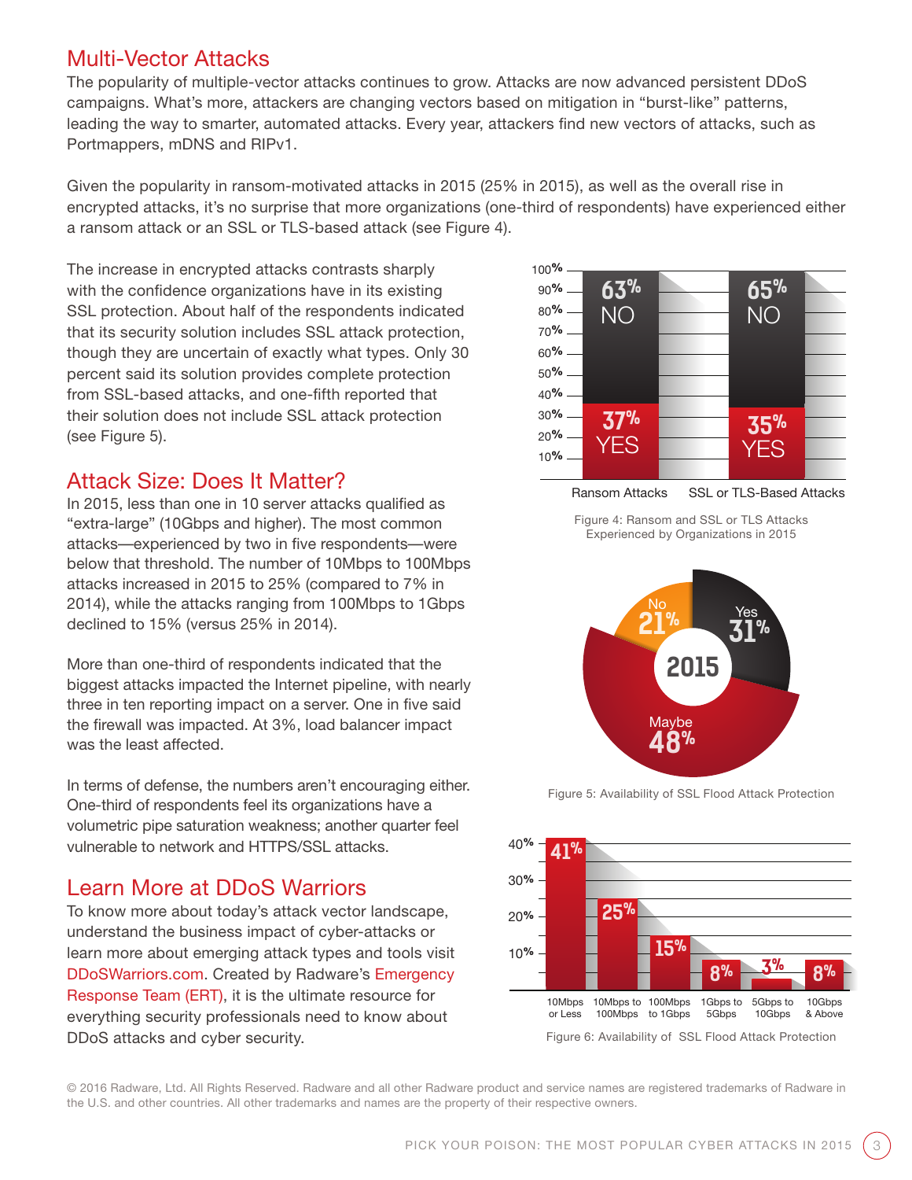## Multi-Vector Attacks

The popularity of multiple-vector attacks continues to grow. Attacks are now advanced persistent DDoS campaigns. What's more, attackers are changing vectors based on mitigation in "burst-like" patterns, leading the way to smarter, automated attacks. Every year, attackers find new vectors of attacks, such as Portmappers, mDNS and RIPv1.

Given the popularity in ransom-motivated attacks in 2015 (25% in 2015), as well as the overall rise in encrypted attacks, it's no surprise that more organizations (one-third of respondents) have experienced either a ransom attack or an SSL or TLS-based attack (see Figure 4).

The increase in encrypted attacks contrasts sharply with the confidence organizations have in its existing SSL protection. About half of the respondents indicated that its security solution includes SSL attack protection, though they are uncertain of exactly what types. Only 30 percent said its solution provides complete protection from SSL-based attacks, and one-fifth reported that their solution does not include SSL attack protection (see Figure 5).

100%
90%
80%
70%
60%
50%
40%
30%
20%
10%

63% NO
37% YES
Ransom Attacks

65% NO
35% YES
SSL or TLS-Based Attacks

Figure 4: Ransom and SSL or TLS Attacks Experienced by Organizations in 2015

No 21%
Yes 31%
2015
Maybe 48%

Figure 5: Availability of SSL Flood Attack Protection

## Attack Size: Does It Matter?

In 2015, less than one in 10 server attacks qualified as "extra-large" (10Gbps and higher). The most common attacks—experienced by two in five respondents—were below that threshold. The number of 10Mbps to 100Mbps attacks increased in 2015 to 25% (compared to 7% in 2014), while the attacks ranging from 100Mbps to 1Gbps declined to 15% (versus 25% in 2014).

More than one-third of respondents indicated that the biggest attacks impacted the Internet pipeline, with nearly three in ten reporting impact on a server. One in five said the firewall was impacted. At 3%, load balancer impact was the least affected.

In terms of defense, the numbers aren't encouraging either. One-third of respondents feel its organizations have a volumetric pipe saturation weakness; another quarter feel vulnerable to network and HTTPS/SSL attacks.

40%
30%
20%
10%

41% 10Mbps or Less
25% 10Mbps to 100Mbps
15% 100Mbps to 1Gbps
8% 1Gbps to 5Gbps
3% 5Gbps to 10Gbps
8% 10Gbps & Above

Figure 6: Availability of SSL Flood Attack Protection

## Learn More at DDoS Warriors

To know more about today's attack vector landscape, understand the business impact of cyber-attacks or learn more about emerging attack types and tools visit DDoSWarriors.com. Created by Radware's Emergency Response Team (ERT), it is the ultimate resource for everything security professionals need to know about DDoS attacks and cyber security.

© 2016 Radware, Ltd. All Rights Reserved. Radware and all other Radware product and service names are registered trademarks of Radware in the U.S. and other countries. All other trademarks and names are the property of their respective owners.